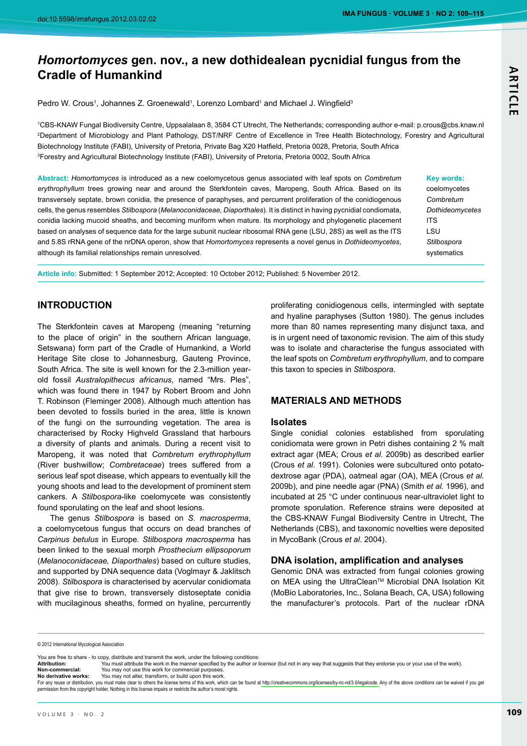# *Homortomyces* gen. nov., a new dothidealean pycnidial fungus from the Cradle of Humankind

Pedro W. Crous[1], Johannes Z. Groenewald[1], Lorenzo Lombard[1] and Michael J. Wingfield[3]

[1]CBS-KNAW Fungal Biodiversity Centre, Uppsalalaan 8, 3584 CT Utrecht, The Netherlands; corresponding author e-mail: p.crous@cbs.knaw.nl
[2]Department of Microbiology and Plant Pathology, DST/NRF Centre of Excellence in Tree Health Biotechnology, Forestry and Agricultural Biotechnology Institute (FABI), University of Pretoria, Private Bag X20 Hatfield, Pretoria 0028, Pretoria, South Africa
[3]Forestry and Agricultural Biotechnology Institute (FABI), University of Pretoria, Pretoria 0002, South Africa

**Abstract:** *Homortomyces* is introduced as a new coelomycetous genus associated with leaf spots on *Combretum erythrophyllum* trees growing near and around the Sterkfontein caves, Maropeng, South Africa. Based on its transversely septate, brown conidia, the presence of paraphyses, and percurrent proliferation of the conidiogenous cells, the genus resembles *Stilbospora* (*Melanoconidaceae, Diaporthales*). It is distinct in having pycnidial condiomata, conidia lacking mucoid sheaths, and becoming muriform when mature. Its morphology and phylogenetic placement based on analyses of sequence data for the large subunit nuclear ribosomal RNA gene (LSU, 28S) as well as the ITS and 5.8S rRNA gene of the nrDNA operon, show that *Homortomyces* represents a novel genus in *Dothideomycetes*, although its familial relationships remain unresolved.

**Key words:**
coelomycetes
*Combretum*
*Dothideomycetes*
ITS
LSU
*Stilbospora*
systematics

**Article info:** Submitted: 1 September 2012; Accepted: 10 October 2012; Published: 5 November 2012.

## INTRODUCTION

The Sterkfontein caves at Maropeng (meaning "returning to the place of origin" in the southern African language, Setswana) form part of the Cradle of Humankind, a World Heritage Site close to Johannesburg, Gauteng Province, South Africa. The site is well known for the 2.3-million year-old fossil *Australopithecus africanus*, named "Mrs. Ples", which was found there in 1947 by Robert Broom and John T. Robinson (Fleminger 2008). Although much attention has been devoted to fossils buried in the area, little is known of the fungi on the surrounding vegetation. The area is characterised by Rocky Highveld Grassland that harbours a diversity of plants and animals. During a recent visit to Maropeng, it was noted that *Combretum erythrophyllum* (River bushwillow; *Combretaceae*) trees suffered from a serious leaf spot disease, which appears to eventually kill the young shoots and lead to the development of prominent stem cankers. A *Stilbospora*-like coelomycete was consistently found sporulating on the leaf and shoot lesions.

The genus *Stilbospora* is based on *S. macrosperma*, a coelomycetous fungus that occurs on dead branches of *Carpinus betulus* in Europe. *Stilbospora macrosperma* has been linked to the sexual morph *Prosthecium ellipsoporum* (*Melanoconidaceae, Diaporthales*) based on culture studies, and supported by DNA sequence data (Voglmayr & Jaklitsch 2008). *Stilbospora* is characterised by acervular conidiomata that give rise to brown, transversely distoseptate conidia with mucilaginous sheaths, formed on hyaline, percurrently proliferating conidiogenous cells, intermingled with septate and hyaline paraphyses (Sutton 1980). The genus includes more than 80 names representing many disjunct taxa, and is in urgent need of taxonomic revision. The aim of this study was to isolate and characterise the fungus associated with the leaf spots on *Combretum erythrophyllum*, and to compare this taxon to species in *Stilbospora*.

## MATERIALS AND METHODS

### Isolates

Single conidial colonies established from sporulating conidiomata were grown in Petri dishes containing 2 % malt extract agar (MEA; Crous *et al*. 2009b) as described earlier (Crous *et al*. 1991). Colonies were subcultured onto potato-dextrose agar (PDA), oatmeal agar (OA), MEA (Crous *et al.* 2009b), and pine needle agar (PNA) (Smith *et al.* 1996), and incubated at 25 °C under continuous near-ultraviolet light to promote sporulation. Reference strains were deposited at the CBS-KNAW Fungal Biodiversity Centre in Utrecht, The Netherlands (CBS), and taxonomic novelties were deposited in MycoBank (Crous *et al*. 2004).

### DNA isolation, amplification and analyses

Genomic DNA was extracted from fungal colonies growing on MEA using the UltraClean™ Microbial DNA Isolation Kit (MoBio Laboratories, Inc., Solana Beach, CA, USA) following the manufacturer's protocols. Part of the nuclear rDNA

© 2012 International Mycological Association

You are free to share - to copy, distribute and transmit the work, under the following conditions:
**Attribution:** You must attribute the work in the manner specified by the author or licensor (but not in any way that suggests that they endorse you or your use of the work).
**Non-commercial:** You may not use this work for commercial purposes.
**No derivative works:** You may not alter, transform, or build upon this work.
For any reuse or distribution, you must make clear to others the license terms of this work, which can be found at http://creativecommons.org/licenses/by-nc-nd/3.0/legalcode. Any of the above conditions can be waived if you get permission from the copyright holder. Nothing in this license impairs or restricts the author's moral rights.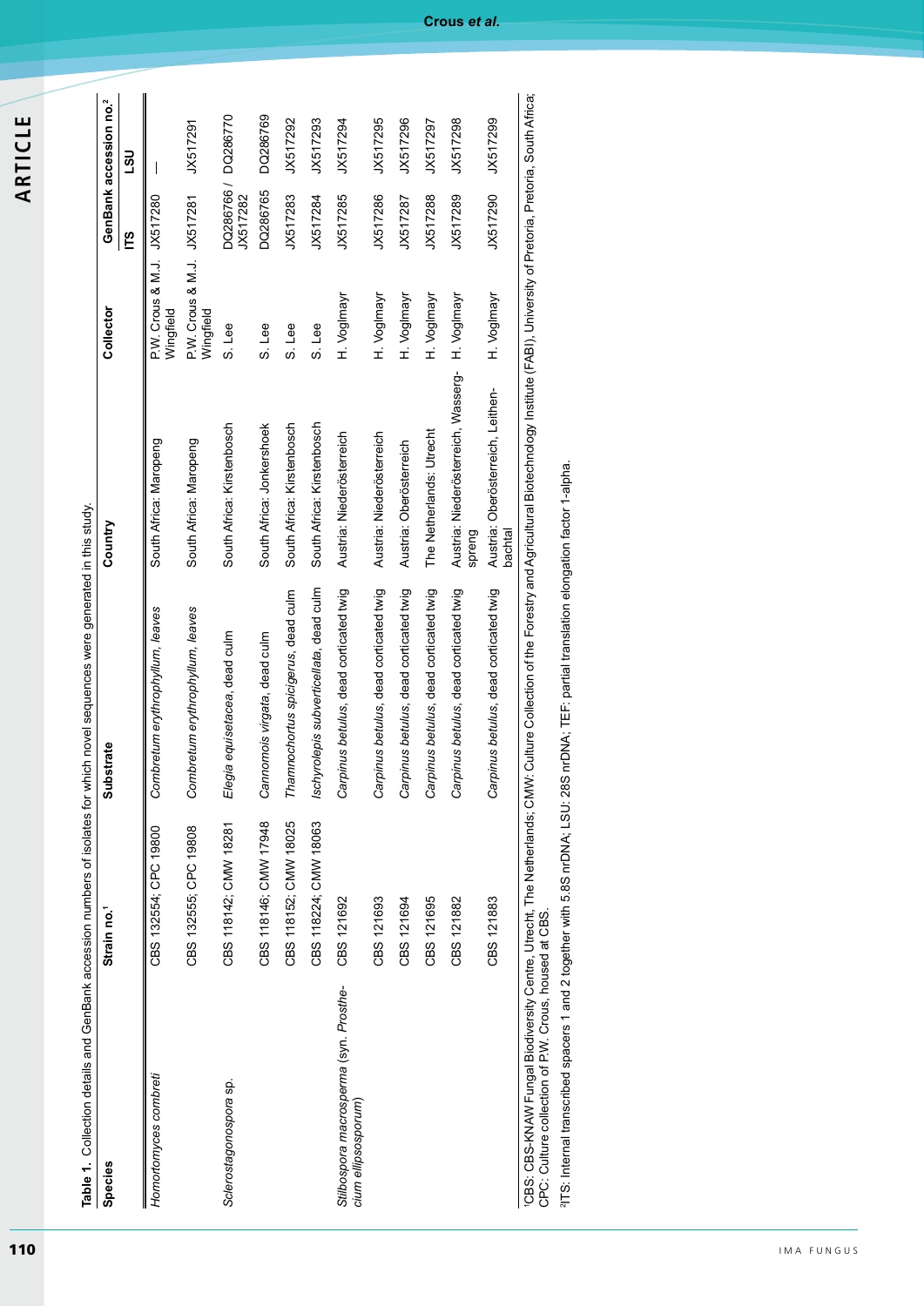**Table 1.** Collection details and GenBank accession numbers of isolates for which novel sequences were generated in this study.

| Species | Strain no.[1] | Substrate | Country | Collector | GenBank accession no.[2] | |
|---|---|---|---|---|---|---|
| | | | | | ITS | LSU |
| *Homortomyces combreti* | CBS 132554; CPC 19800 | *Combretum erythrophyllum*, leaves | South Africa: Maropeng | P.W. Crous & M.J. Wingfield | JX517280 | — |
| | CBS 132555; CPC 19808 | *Combretum erythrophyllum*, leaves | South Africa: Maropeng | P.W. Crous & M.J. Wingfield | JX517281 | JX517291 |
| *Sclerostagonospora* sp. | CBS 118142; CMW 18281 | *Elegia equisetacea*, dead culm | South Africa: Kirstenbosch | S. Lee | DQ286766 / JX517282 | DQ286770 |
| | CBS 118146; CMW 17948 | *Cannomois virgata*, dead culm | South Africa: Jonkershoek | S. Lee | DQ286765 | DQ286769 |
| | CBS 118152; CMW 18025 | *Thamnochortus spicigerus*, dead culm | South Africa: Kirstenbosch | S. Lee | JX517283 | JX517292 |
| | CBS 118224; CMW 18063 | *Ischyrolepis subverticellata*, dead culm | South Africa: Kirstenbosch | S. Lee | JX517284 | JX517293 |
| *Stilbospora macrosperma* (syn. *Prosthecium ellipsosporum*) | CBS 121692 | *Carpinus betulus*, dead corticated twig | Austria: Niederösterreich | H. Voglmayr | JX517285 | JX517294 |
| | CBS 121693 | *Carpinus betulus*, dead corticated twig | Austria: Niederösterreich | H. Voglmayr | JX517286 | JX517295 |
| | CBS 121694 | *Carpinus betulus*, dead corticated twig | Austria: Oberösterreich | H. Voglmayr | JX517287 | JX517296 |
| | CBS 121695 | *Carpinus betulus*, dead corticated twig | The Netherlands: Utrecht | H. Voglmayr | JX517288 | JX517297 |
| | CBS 121882 | *Carpinus betulus*, dead corticated twig | Austria: Niederösterreich, Wassergspreng | H. Voglmayr | JX517289 | JX517298 |
| | CBS 121883 | *Carpinus betulus*, dead corticated twig | Austria: Oberösterreich, Leithenbachtal | H. Voglmayr | JX517290 | JX517299 |

[1]CBS: CBS-KNAW Fungal Biodiversity Centre, Utrecht, The Netherlands; CMW: Culture Collection of the Forestry and Agricultural Biotechnology Institute (FABI), University of Pretoria, Pretoria, South Africa; CPC: Culture collection of P.W. Crous, housed at CBS.

[2]ITS: Internal transcribed spacers 1 and 2 together with 5.8S nrDNA; LSU: 28S nrDNA; TEF: partial translation elongation factor 1-alpha.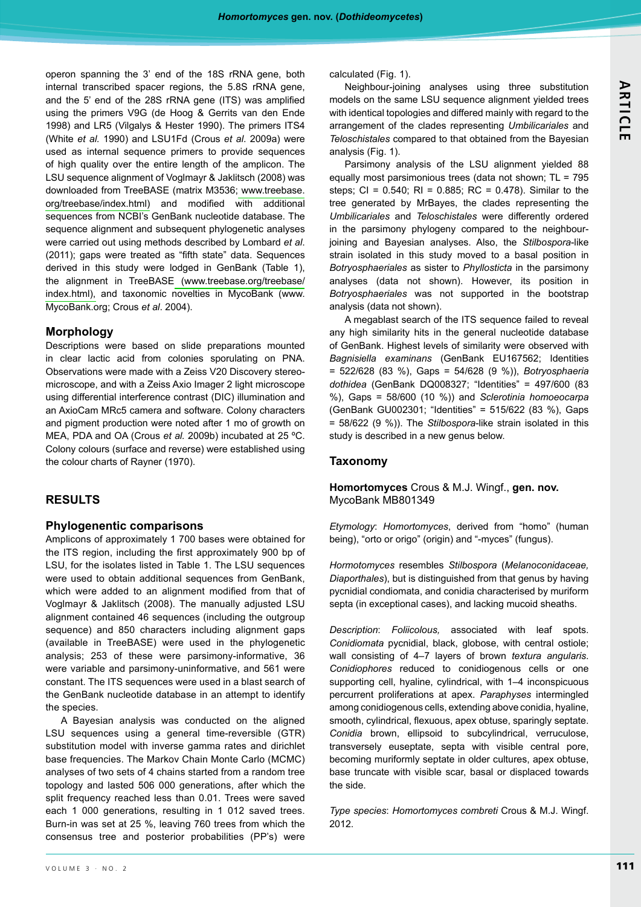operon spanning the 3' end of the 18S rRNA gene, both internal transcribed spacer regions, the 5.8S rRNA gene, and the 5' end of the 28S rRNA gene (ITS) was amplified using the primers V9G (de Hoog & Gerrits van den Ende 1998) and LR5 (Vilgalys & Hester 1990). The primers ITS4 (White *et al.* 1990) and LSU1Fd (Crous *et al*. 2009a) were used as internal sequence primers to provide sequences of high quality over the entire length of the amplicon. The LSU sequence alignment of Voglmayr & Jaklitsch (2008) was downloaded from TreeBASE (matrix M3536; www.treebase.org/treebase/index.html) and modified with additional sequences from NCBI's GenBank nucleotide database. The sequence alignment and subsequent phylogenetic analyses were carried out using methods described by Lombard *et al*. (2011); gaps were treated as "fifth state" data. Sequences derived in this study were lodged in GenBank (Table 1), the alignment in TreeBASE (www.treebase.org/treebase/index.html), and taxonomic novelties in MycoBank (www.MycoBank.org; Crous *et al*. 2004).

## Morphology

Descriptions were based on slide preparations mounted in clear lactic acid from colonies sporulating on PNA. Observations were made with a Zeiss V20 Discovery stereo-microscope, and with a Zeiss Axio Imager 2 light microscope using differential interference contrast (DIC) illumination and an AxioCam MRc5 camera and software. Colony characters and pigment production were noted after 1 mo of growth on MEA, PDA and OA (Crous *et al.* 2009b) incubated at 25 ºC. Colony colours (surface and reverse) were established using the colour charts of Rayner (1970).

# RESULTS

## Phylogenentic comparisons

Amplicons of approximately 1 700 bases were obtained for the ITS region, including the first approximately 900 bp of LSU, for the isolates listed in Table 1. The LSU sequences were used to obtain additional sequences from GenBank, which were added to an alignment modified from that of Voglmayr & Jaklitsch (2008). The manually adjusted LSU alignment contained 46 sequences (including the outgroup sequence) and 850 characters including alignment gaps (available in TreeBASE) were used in the phylogenetic analysis; 253 of these were parsimony-informative, 36 were variable and parsimony-uninformative, and 561 were constant. The ITS sequences were used in a blast search of the GenBank nucleotide database in an attempt to identify the species.

A Bayesian analysis was conducted on the aligned LSU sequences using a general time-reversible (GTR) substitution model with inverse gamma rates and dirichlet base frequencies. The Markov Chain Monte Carlo (MCMC) analyses of two sets of 4 chains started from a random tree topology and lasted 506 000 generations, after which the split frequency reached less than 0.01. Trees were saved each 1 000 generations, resulting in 1 012 saved trees. Burn-in was set at 25 %, leaving 760 trees from which the consensus tree and posterior probabilities (PP's) were calculated (Fig. 1).

Neighbour-joining analyses using three substitution models on the same LSU sequence alignment yielded trees with identical topologies and differed mainly with regard to the arrangement of the clades representing *Umbilicariales* and *Teloschistales* compared to that obtained from the Bayesian analysis (Fig. 1).

Parsimony analysis of the LSU alignment yielded 88 equally most parsimonious trees (data not shown; TL = 795 steps; CI = 0.540; RI = 0.885; RC = 0.478). Similar to the tree generated by MrBayes, the clades representing the *Umbilicariales* and *Teloschistales* were differently ordered in the parsimony phylogeny compared to the neighbour-joining and Bayesian analyses. Also, the *Stilbospora*-like strain isolated in this study moved to a basal position in *Botryosphaeriales* as sister to *Phyllosticta* in the parsimony analyses (data not shown). However, its position in *Botryosphaeriales* was not supported in the bootstrap analysis (data not shown).

A megablast search of the ITS sequence failed to reveal any high similarity hits in the general nucleotide database of GenBank. Highest levels of similarity were observed with *Bagnisiella examinans* (GenBank EU167562; Identities = 522/628 (83 %), Gaps = 54/628 (9 %)), *Botryosphaeria dothidea* (GenBank DQ008327; "Identities" = 497/600 (83 %), Gaps = 58/600 (10 %)) and *Sclerotinia homoeocarpa* (GenBank GU002301; "Identities" = 515/622 (83 %), Gaps = 58/622 (9 %)). The *Stilbospora*-like strain isolated in this study is described in a new genus below.

## Taxonomy

**Homortomyces** Crous & M.J. Wingf., **gen. nov.**
MycoBank MB801349

*Etymology*: *Homortomyces*, derived from "homo" (human being), "orto or origo" (origin) and "-myces" (fungus).

*Hormotomyces* resembles *Stilbospora* (*Melanoconidaceae, Diaporthales*), but is distinguished from that genus by having pycnidial condiomata, and conidia characterised by muriform septa (in exceptional cases), and lacking mucoid sheaths.

*Description*: *Foliicolous,* associated with leaf spots. *Conidiomata* pycnidial, black, globose, with central ostiole; wall consisting of 4–7 layers of brown *textura angularis*. *Conidiophores* reduced to conidiogenous cells or one supporting cell, hyaline, cylindrical, with 1–4 inconspicuous percurrent proliferations at apex. *Paraphyses* intermingled among conidiogenous cells, extending above conidia, hyaline, smooth, cylindrical, flexuous, apex obtuse, sparingly septate. *Conidia* brown, ellipsoid to subcylindrical, verruculose, transversely euseptate, septa with visible central pore, becoming muriformly septate in older cultures, apex obtuse, base truncate with visible scar, basal or displaced towards the side.

*Type species*: *Homortomyces combreti* Crous & M.J. Wingf. 2012.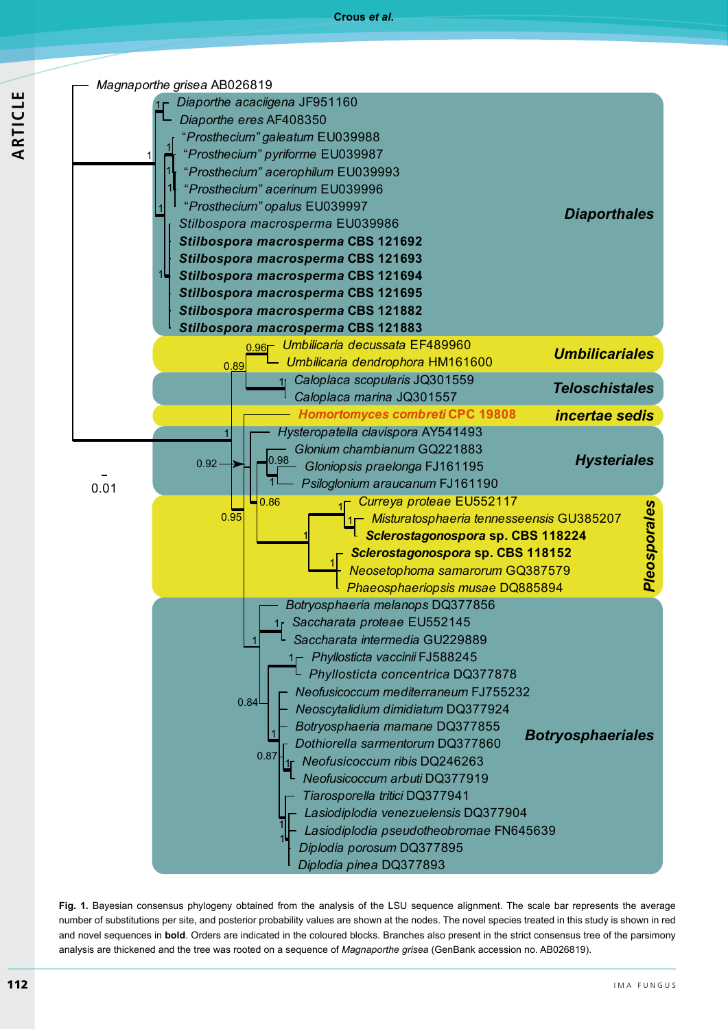**Fig. 1.** Bayesian consensus phylogeny obtained from the analysis of the LSU sequence alignment. The scale bar represents the average number of substitutions per site, and posterior probability values are shown at the nodes. The novel species treated in this study is shown in red and novel sequences in **bold**. Orders are indicated in the coloured blocks. Branches also present in the strict consensus tree of the parsimony analysis are thickened and the tree was rooted on a sequence of *Magnaporthe grisea* (GenBank accession no. AB026819).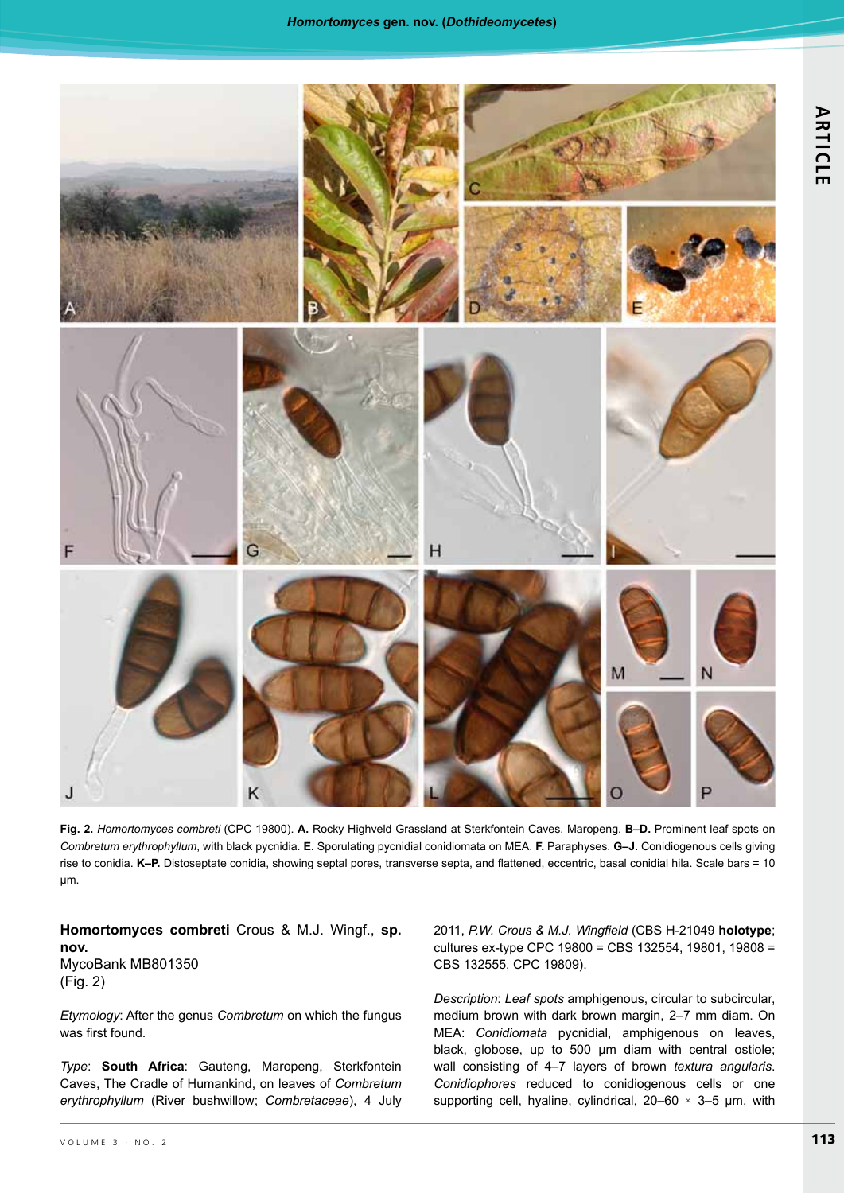**Fig. 2.** *Homortomyces combreti* (CPC 19800). **A.** Rocky Highveld Grassland at Sterkfontein Caves, Maropeng. **B–D.** Prominent leaf spots on *Combretum erythrophyllum*, with black pycnidia. **E.** Sporulating pycnidial conidiomata on MEA. **F.** Paraphyses. **G–J.** Conidiogenous cells giving rise to conidia. **K–P.** Distoseptate conidia, showing septal pores, transverse septa, and flattened, eccentric, basal conidial hila. Scale bars = 10 µm.

**Homortomyces combreti** Crous & M.J. Wingf., **sp. nov.**
MycoBank MB801350
(Fig. 2)

*Etymology*: After the genus *Combretum* on which the fungus was first found.

*Type*: **South Africa**: Gauteng, Maropeng, Sterkfontein Caves, The Cradle of Humankind, on leaves of *Combretum erythrophyllum* (River bushwillow; *Combretaceae*), 4 July 2011, *P.W. Crous & M.J. Wingfield* (CBS H-21049 **holotype**; cultures ex-type CPC 19800 = CBS 132554, 19801, 19808 = CBS 132555, CPC 19809).

*Description*: *Leaf spots* amphigenous, circular to subcircular, medium brown with dark brown margin, 2–7 mm diam. On MEA: *Conidiomata* pycnidial, amphigenous on leaves, black, globose, up to 500 µm diam with central ostiole; wall consisting of 4–7 layers of brown *textura angularis*. *Conidiophores* reduced to conidiogenous cells or one supporting cell, hyaline, cylindrical, 20–60 × 3–5 µm, with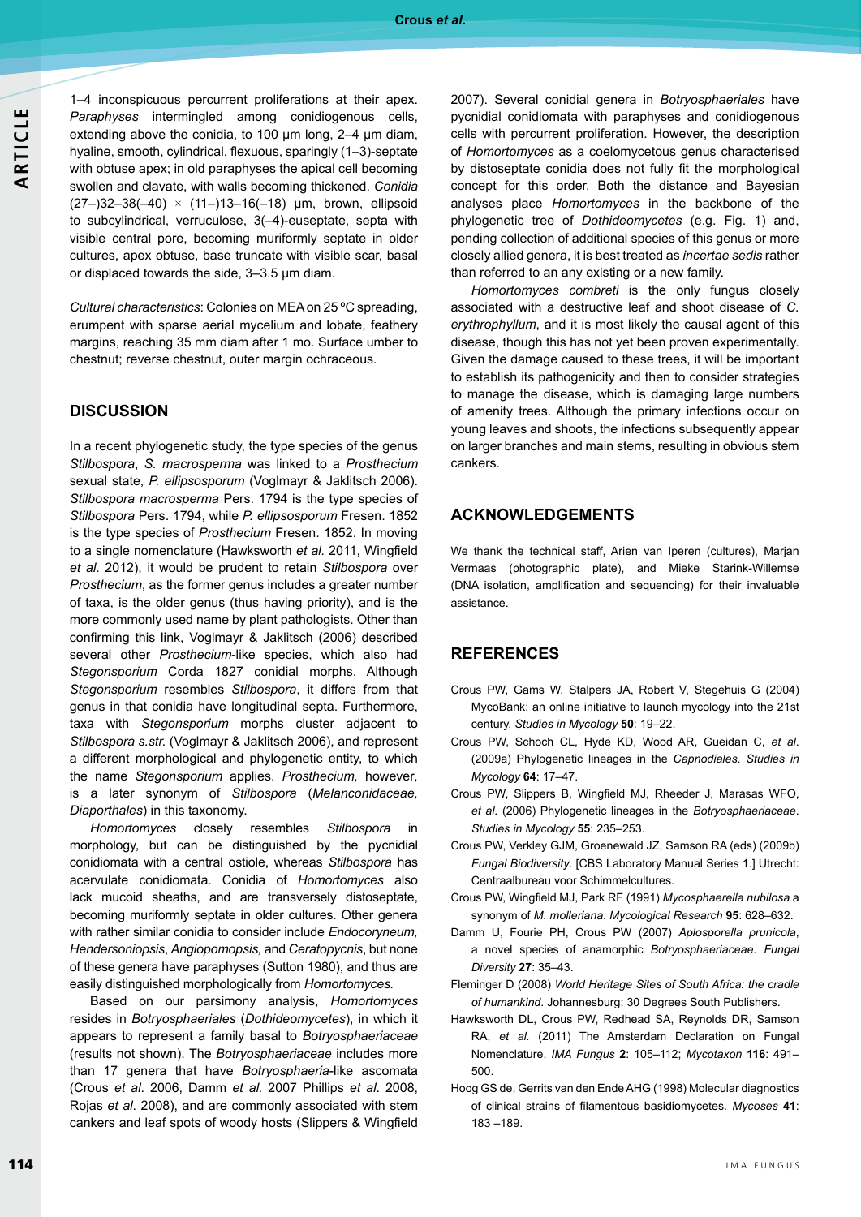1–4 inconspicuous percurrent proliferations at their apex. *Paraphyses* intermingled among conidiogenous cells, extending above the conidia, to 100 µm long, 2–4 µm diam, hyaline, smooth, cylindrical, flexuous, sparingly (1–3)-septate with obtuse apex; in old paraphyses the apical cell becoming swollen and clavate, with walls becoming thickened. *Conidia* (27–)32–38(–40) × (11–)13–16(–18) µm, brown, ellipsoid to subcylindrical, verruculose, 3(–4)-euseptate, septa with visible central pore, becoming muriformly septate in older cultures, apex obtuse, base truncate with visible scar, basal or displaced towards the side, 3–3.5 µm diam.

*Cultural characteristics*: Colonies on MEA on 25 ºC spreading, erumpent with sparse aerial mycelium and lobate, feathery margins, reaching 35 mm diam after 1 mo. Surface umber to chestnut; reverse chestnut, outer margin ochraceous.

## DISCUSSION

In a recent phylogenetic study, the type species of the genus *Stilbospora*, *S. macrosperma* was linked to a *Prosthecium* sexual state, *P. ellipsosporum* (Voglmayr & Jaklitsch 2006). *Stilbospora macrosperma* Pers. 1794 is the type species of *Stilbospora* Pers. 1794, while *P. ellipsosporum* Fresen. 1852 is the type species of *Prosthecium* Fresen. 1852. In moving to a single nomenclature (Hawksworth *et al.* 2011, Wingfield *et al*. 2012), it would be prudent to retain *Stilbospora* over *Prosthecium*, as the former genus includes a greater number of taxa, is the older genus (thus having priority), and is the more commonly used name by plant pathologists. Other than confirming this link, Voglmayr & Jaklitsch (2006) described several other *Prosthecium*-like species, which also had *Stegonsporium* Corda 1827 conidial morphs. Although *Stegonsporium* resembles *Stilbospora*, it differs from that genus in that conidia have longitudinal septa. Furthermore, taxa with *Stegonsporium* morphs cluster adjacent to *Stilbospora s.str.* (Voglmayr & Jaklitsch 2006), and represent a different morphological and phylogenetic entity, to which the name *Stegonsporium* applies. *Prosthecium,* however, is a later synonym of *Stilbospora* (*Melanconidaceae, Diaporthales*) in this taxonomy.

*Homortomyces* closely resembles *Stilbospora* in morphology, but can be distinguished by the pycnidial conidiomata with a central ostiole, whereas *Stilbospora* has acervulate conidiomata. Conidia of *Homortomyces* also lack mucoid sheaths, and are transversely distoseptate, becoming muriformly septate in older cultures. Other genera with rather similar conidia to consider include *Endocoryneum, Hendersoniopsis*, *Angiopomopsis,* and *Ceratopycnis*, but none of these genera have paraphyses (Sutton 1980), and thus are easily distinguished morphologically from *Homortomyces.*

Based on our parsimony analysis, *Homortomyces* resides in *Botryosphaeriales* (*Dothideomycetes*), in which it appears to represent a family basal to *Botryosphaeriaceae* (results not shown). The *Botryosphaeriaceae* includes more than 17 genera that have *Botryosphaeria*-like ascomata (Crous *et al*. 2006, Damm *et al.* 2007 Phillips *et al*. 2008, Rojas *et al*. 2008), and are commonly associated with stem cankers and leaf spots of woody hosts (Slippers & Wingfield 2007). Several conidial genera in *Botryosphaeriales* have pycnidial conidiomata with paraphyses and conidiogenous cells with percurrent proliferation. However, the description of *Homortomyces* as a coelomycetous genus characterised by distoseptate conidia does not fully fit the morphological concept for this order. Both the distance and Bayesian analyses place *Homortomyces* in the backbone of the phylogenetic tree of *Dothideomycetes* (e.g. Fig. 1) and, pending collection of additional species of this genus or more closely allied genera, it is best treated as *incertae sedis* rather than referred to an any existing or a new family.

*Homortomyces combreti* is the only fungus closely associated with a destructive leaf and shoot disease of *C. erythrophyllum*, and it is most likely the causal agent of this disease, though this has not yet been proven experimentally. Given the damage caused to these trees, it will be important to establish its pathogenicity and then to consider strategies to manage the disease, which is damaging large numbers of amenity trees. Although the primary infections occur on young leaves and shoots, the infections subsequently appear on larger branches and main stems, resulting in obvious stem cankers.

## ACKNOWLEDGEMENTS

We thank the technical staff, Arien van Iperen (cultures), Marjan Vermaas (photographic plate), and Mieke Starink-Willemse (DNA isolation, amplification and sequencing) for their invaluable assistance.

## REFERENCES

Crous PW, Gams W, Stalpers JA, Robert V, Stegehuis G (2004) MycoBank: an online initiative to launch mycology into the 21st century. *Studies in Mycology* **50**: 19–22.

Crous PW, Schoch CL, Hyde KD, Wood AR, Gueidan C, *et al*. (2009a) Phylogenetic lineages in the *Capnodiales*. *Studies in Mycology* **64**: 17–47.

Crous PW, Slippers B, Wingfield MJ, Rheeder J, Marasas WFO, *et al.* (2006) Phylogenetic lineages in the *Botryosphaeriaceae*. *Studies in Mycology* **55**: 235–253.

Crous PW, Verkley GJM, Groenewald JZ, Samson RA (eds) (2009b) *Fungal Biodiversity*. [CBS Laboratory Manual Series 1.] Utrecht: Centraalbureau voor Schimmelcultures.

Crous PW, Wingfield MJ, Park RF (1991) *Mycosphaerella nubilosa* a synonym of *M. molleriana*. *Mycological Research* **95**: 628–632.

Damm U, Fourie PH, Crous PW (2007) *Aplosporella prunicola*, a novel species of anamorphic *Botryosphaeriaceae*. *Fungal Diversity* **27**: 35–43.

Fleminger D (2008) *World Heritage Sites of South Africa: the cradle of humankind*. Johannesburg: 30 Degrees South Publishers.

Hawksworth DL, Crous PW, Redhead SA, Reynolds DR, Samson RA, *et al.* (2011) The Amsterdam Declaration on Fungal Nomenclature. *IMA Fungus* **2**: 105–112; *Mycotaxon* **116**: 491–500.

Hoog GS de, Gerrits van den Ende AHG (1998) Molecular diagnostics of clinical strains of filamentous basidiomycetes. *Mycoses* **41**: 183 –189.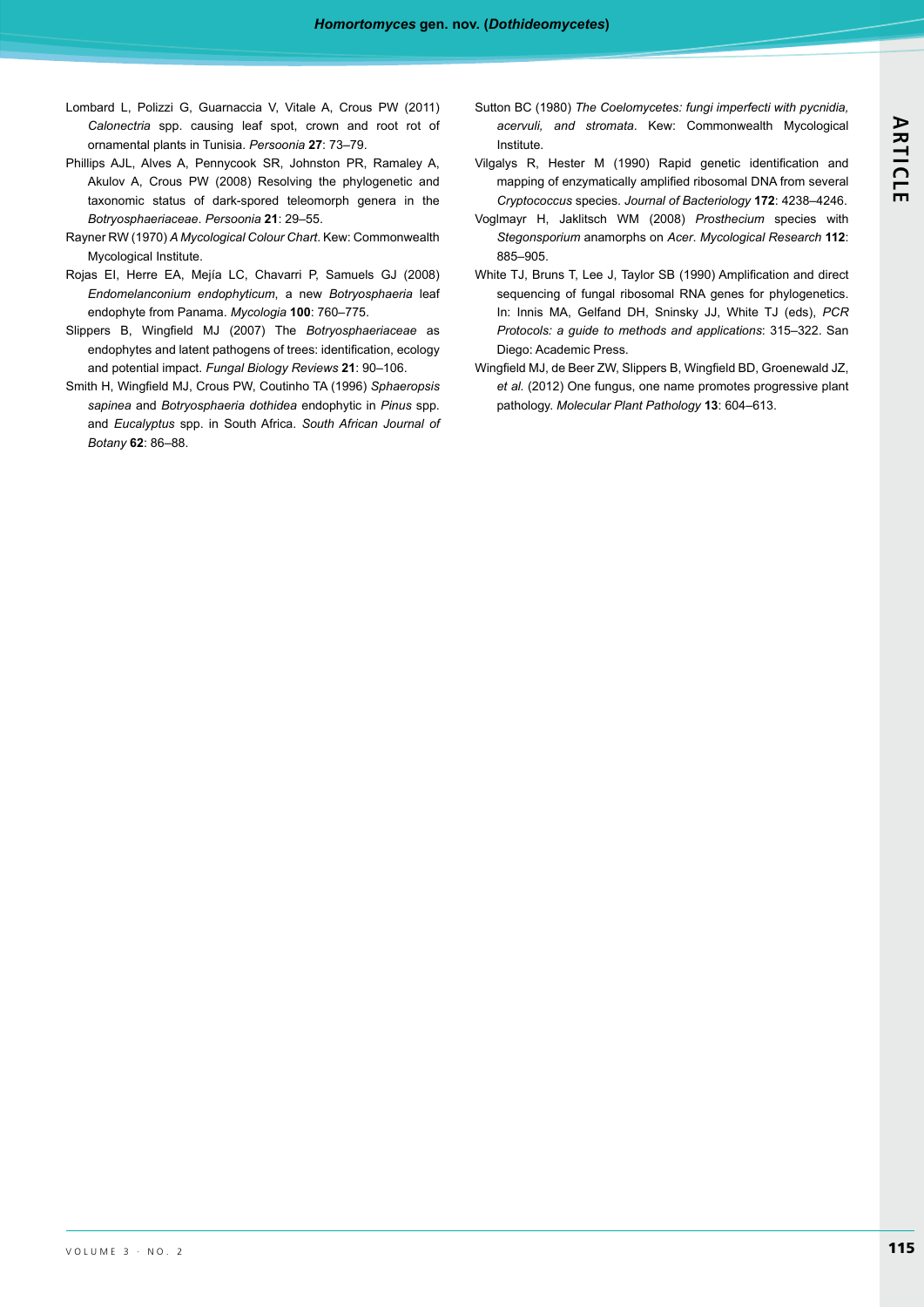Lombard L, Polizzi G, Guarnaccia V, Vitale A, Crous PW (2011) *Calonectria* spp. causing leaf spot, crown and root rot of ornamental plants in Tunisia. *Persoonia* **27**: 73–79.

Phillips AJL, Alves A, Pennycook SR, Johnston PR, Ramaley A, Akulov A, Crous PW (2008) Resolving the phylogenetic and taxonomic status of dark-spored teleomorph genera in the *Botryosphaeriaceae*. *Persoonia* **21**: 29–55.

Rayner RW (1970) *A Mycological Colour Chart*. Kew: Commonwealth Mycological Institute.

Rojas EI, Herre EA, Mejía LC, Chavarri P, Samuels GJ (2008) *Endomelanconium endophyticum*, a new *Botryosphaeria* leaf endophyte from Panama. *Mycologia* **100**: 760–775.

Slippers B, Wingfield MJ (2007) The *Botryosphaeriaceae* as endophytes and latent pathogens of trees: identification, ecology and potential impact. *Fungal Biology Reviews* **21**: 90–106.

Smith H, Wingfield MJ, Crous PW, Coutinho TA (1996) *Sphaeropsis sapinea* and *Botryosphaeria dothidea* endophytic in *Pinus* spp. and *Eucalyptus* spp. in South Africa. *South African Journal of Botany* **62**: 86–88.

Sutton BC (1980) *The Coelomycetes: fungi imperfecti with pycnidia, acervuli, and stromata*. Kew: Commonwealth Mycological Institute.

Vilgalys R, Hester M (1990) Rapid genetic identification and mapping of enzymatically amplified ribosomal DNA from several *Cryptococcus* species. *Journal of Bacteriology* **172**: 4238–4246.

Voglmayr H, Jaklitsch WM (2008) *Prosthecium* species with *Stegonsporium* anamorphs on *Acer*. *Mycological Research* **112**: 885–905.

White TJ, Bruns T, Lee J, Taylor SB (1990) Amplification and direct sequencing of fungal ribosomal RNA genes for phylogenetics. In: Innis MA, Gelfand DH, Sninsky JJ, White TJ (eds), *PCR Protocols: a guide to methods and applications*: 315–322. San Diego: Academic Press.

Wingfield MJ, de Beer ZW, Slippers B, Wingfield BD, Groenewald JZ, *et al.* (2012) One fungus, one name promotes progressive plant pathology. *Molecular Plant Pathology* **13**: 604–613.